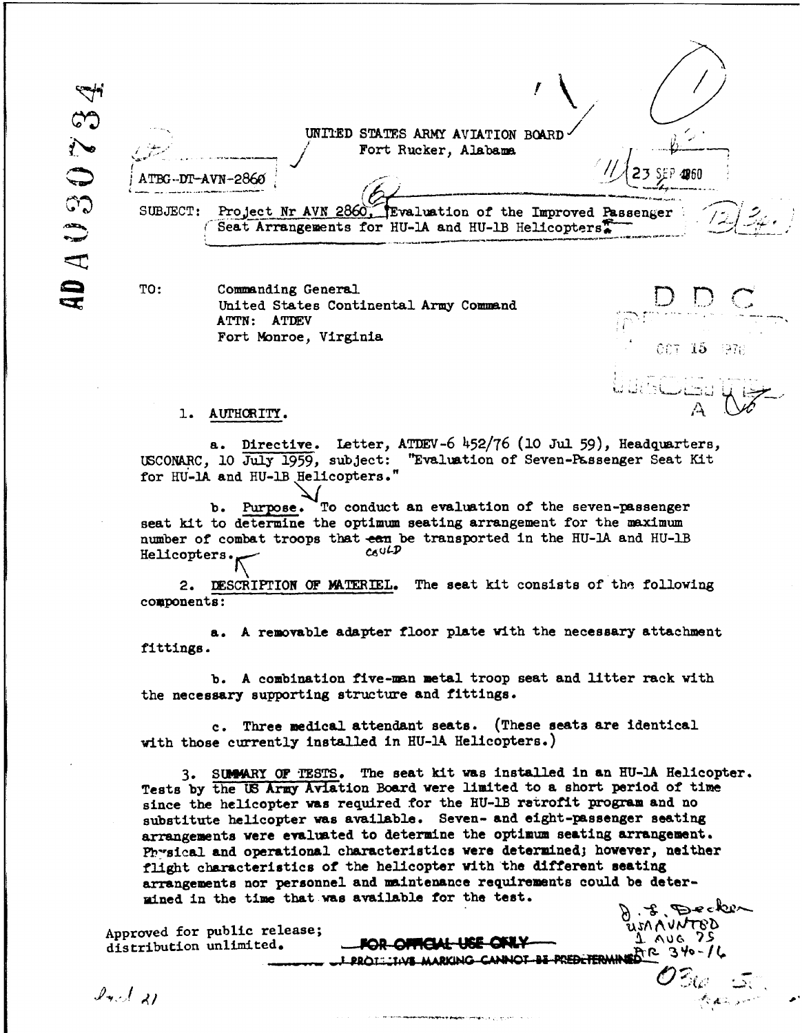UNITED STATES ARMY AVIATION BOARD
Fort Rucker, Alabama

ATBG-DT-AVN-2860

23 SEP 1960

SUBJECT: Project Nr AVN 2860, Evaluation of the Improved Passenger Seat Arrangements for HU-1A and HU-1B Helicopters

TO: Commanding General
United States Continental Army Command
ATTN: ATDEV
Fort Monroe, Virginia

1. AUTHORITY.

a. Directive. Letter, ATDEV-6 452/76 (10 Jul 59), Headquarters, USCONARC, 10 July 1959, subject: "Evaluation of Seven-Passenger Seat Kit for HU-1A and HU-1B Helicopters."

b. Purpose. To conduct an evaluation of the seven-passenger seat kit to determine the optimum seating arrangement for the maximum number of combat troops that ~~can~~ could be transported in the HU-1A and HU-1B Helicopters.

2. DESCRIPTION OF MATERIEL. The seat kit consists of the following components:

a. A removable adapter floor plate with the necessary attachment fittings.

b. A combination five-man metal troop seat and litter rack with the necessary supporting structure and fittings.

c. Three medical attendant seats. (These seats are identical with those currently installed in HU-1A Helicopters.)

3. SUMMARY OF TESTS. The seat kit was installed in an HU-1A Helicopter. Tests by the US Army Aviation Board were limited to a short period of time since the helicopter was required for the HU-1B retrofit program and no substitute helicopter was available. Seven- and eight-passenger seating arrangements were evaluated to determine the optimum seating arrangement. Physical and operational characteristics were determined; however, neither flight characteristics of the helicopter with the different seating arrangements nor personnel and maintenance requirements could be determined in the time that was available for the test.

Approved for public release; distribution unlimited.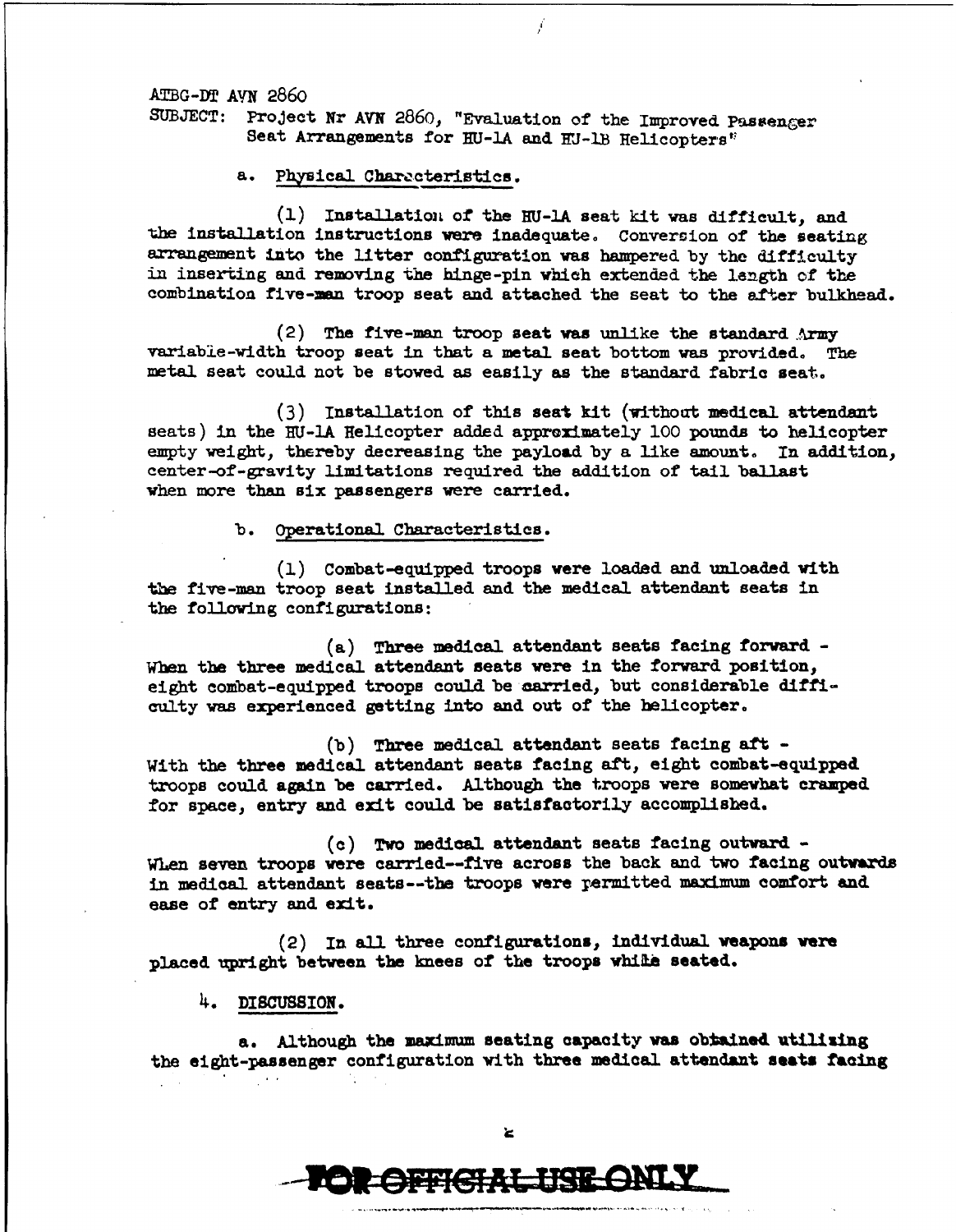ATBG-DT AVN 2860
SUBJECT: Project Nr AVN 2860, "Evaluation of the Improved Passenger Seat Arrangements for HU-1A and HJ-1B Helicopters"

a. Physical Characteristics.

(1) Installation of the HU-1A seat kit was difficult, and the installation instructions were inadequate. Conversion of the seating arrangement into the litter configuration was hampered by the difficulty in inserting and removing the hinge-pin which extended the length of the combination five-man troop seat and attached the seat to the after bulkhead.

(2) The five-man troop seat was unlike the standard Army variable-width troop seat in that a metal seat bottom was provided. The metal seat could not be stowed as easily as the standard fabric seat.

(3) Installation of this seat kit (without medical attendant seats) in the HU-1A Helicopter added approximately 100 pounds to helicopter empty weight, thereby decreasing the payload by a like amount. In addition, center-of-gravity limitations required the addition of tail ballast when more than six passengers were carried.

b. Operational Characteristics.

(1) Combat-equipped troops were loaded and unloaded with the five-man troop seat installed and the medical attendant seats in the following configurations:

(a) Three medical attendant seats facing forward - When the three medical attendant seats were in the forward position, eight combat-equipped troops could be carried, but considerable difficulty was experienced getting into and out of the helicopter.

(b) Three medical attendant seats facing aft - With the three medical attendant seats facing aft, eight combat-equipped troops could again be carried. Although the troops were somewhat cramped for space, entry and exit could be satisfactorily accomplished.

(c) Two medical attendant seats facing outward - When seven troops were carried--five across the back and two facing outwards in medical attendant seats--the troops were permitted maximum comfort and ease of entry and exit.

(2) In all three configurations, individual weapons were placed upright between the knees of the troops while seated.

4. DISCUSSION.

a. Although the maximum seating capacity was obtained utilizing the eight-passenger configuration with three medical attendant seats facing

FOR OFFICIAL USE ONLY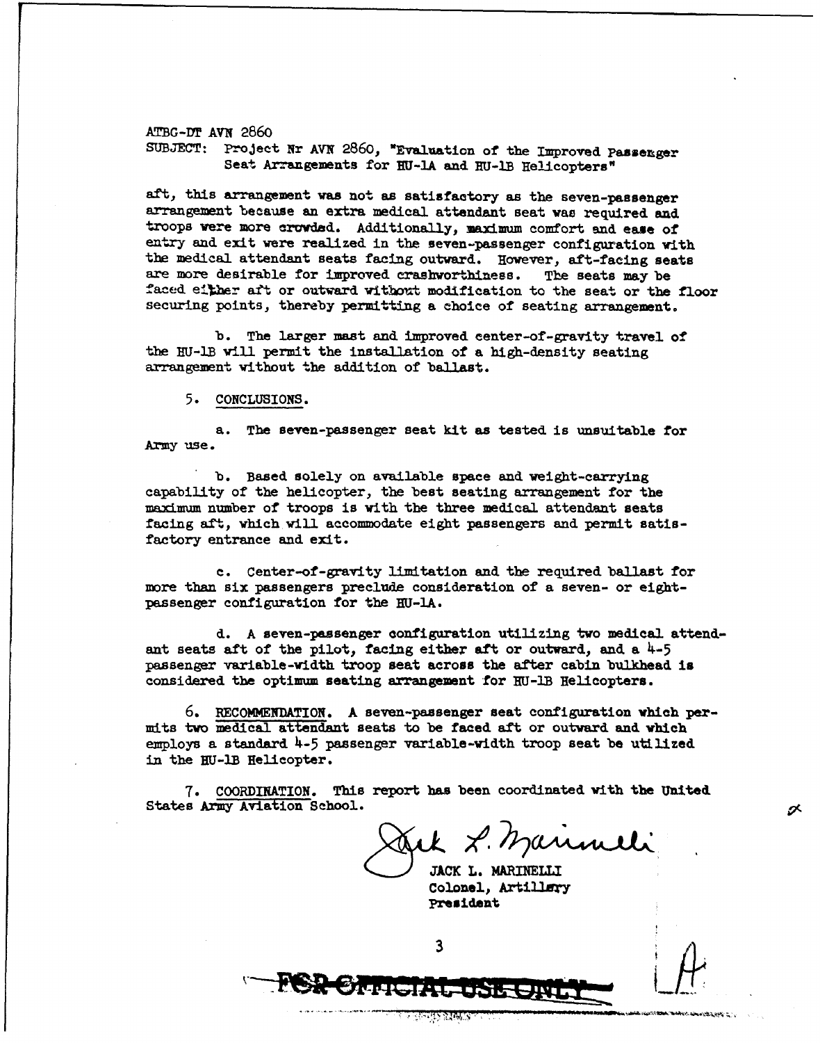ATBG-DT AVN 2860
SUBJECT: Project Nr AVN 2860, "Evaluation of the Improved Passenger Seat Arrangements for HU-1A and HU-1B Helicopters"

aft, this arrangement was not as satisfactory as the seven-passenger arrangement because an extra medical attendant seat was required and troops were more crowded. Additionally, maximum comfort and ease of entry and exit were realized in the seven-passenger configuration with the medical attendant seats facing outward. However, aft-facing seats are more desirable for improved crashworthiness. The seats may be faced either aft or outward without modification to the seat or the floor securing points, thereby permitting a choice of seating arrangement.

b. The larger mast and improved center-of-gravity travel of the HU-1B will permit the installation of a high-density seating arrangement without the addition of ballast.

5. CONCLUSIONS.

a. The seven-passenger seat kit as tested is unsuitable for Army use.

b. Based solely on available space and weight-carrying capability of the helicopter, the best seating arrangement for the maximum number of troops is with the three medical attendant seats facing aft, which will accommodate eight passengers and permit satisfactory entrance and exit.

c. Center-of-gravity limitation and the required ballast for more than six passengers preclude consideration of a seven- or eight-passenger configuration for the HU-1A.

d. A seven-passenger configuration utilizing two medical attendant seats aft of the pilot, facing either aft or outward, and a 4-5 passenger variable-width troop seat across the after cabin bulkhead is considered the optimum seating arrangement for HU-1B Helicopters.

6. RECOMMENDATION. A seven-passenger seat configuration which permits two medical attendant seats to be faced aft or outward and which employs a standard 4-5 passenger variable-width troop seat be utilized in the HU-1B Helicopter.

7. COORDINATION. This report has been coordinated with the United States Army Aviation School.

Jack L. Marinelli

JACK L. MARINELLI
Colonel, Artillery
President

~~FOR OFFICIAL USE ONLY~~